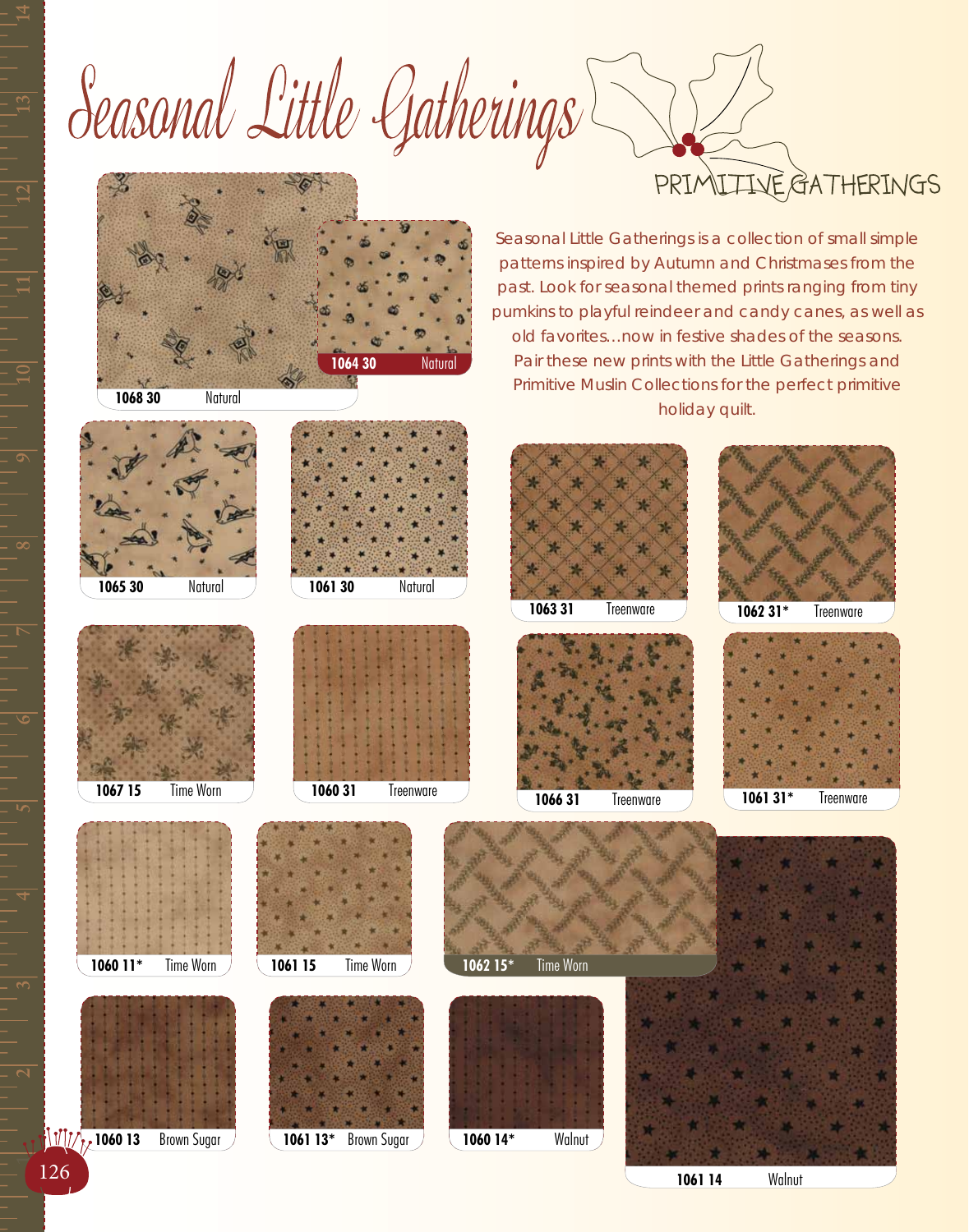# Seasonal Little Gatherings

PRIMITIVE GATHERINGS

Seasonal Little Gatherings is a collection of small simple patterns inspired by Autumn and Christmases from the past. Look for seasonal themed prints ranging from tiny pumkins to playful reindeer and candy canes, as well as old favorites...now in festive shades of the seasons. Pair these new prints with the Little Gatherings and Primitive Muslin Collections for the perfect primitive holiday quilt.

1068 30 Natural

1064 30 Natural

1065 30 Natural

1061 30 Natural

1063 31 Treenware

1062 31* Treenware

1067 15 Time Worn

1060 31 Treenware

1066 31 Treenware

1061 31* Treenware

1060 11* Time Worn

1061 15 Time Worn

1062 15* Time Worn

1060 13 Brown Sugar

1061 13* Brown Sugar

1060 14* Walnut

1061 14 Walnut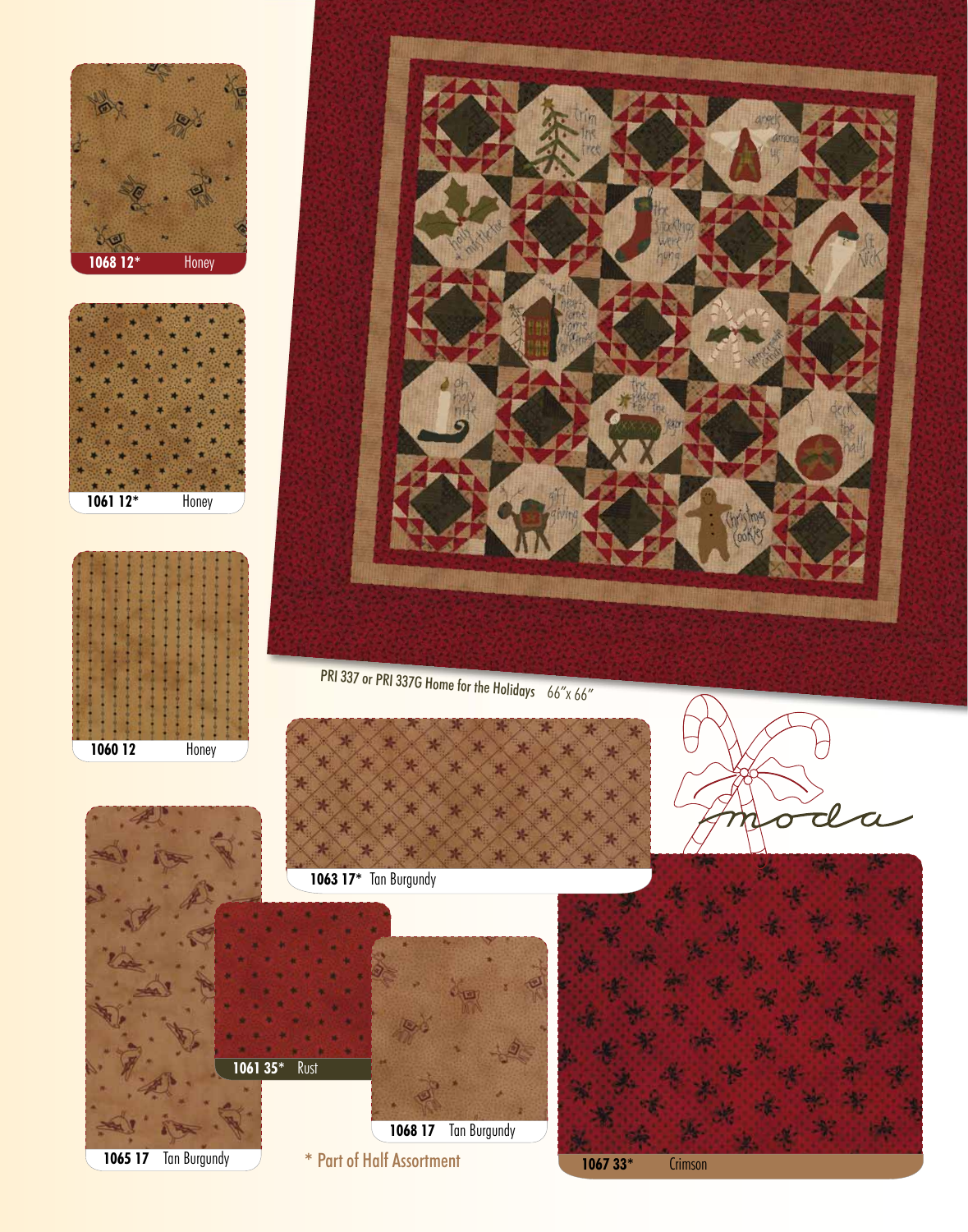1068 12* Honey

1061 12* Honey

1060 12 Honey

PRI 337 or PRI 337G Home for the Holidays 66" x 66"

1063 17* Tan Burgundy

1065 17 Tan Burgundy

1061 35* Rust

1068 17 Tan Burgundy

1067 33* Crimson

* Part of Half Assortment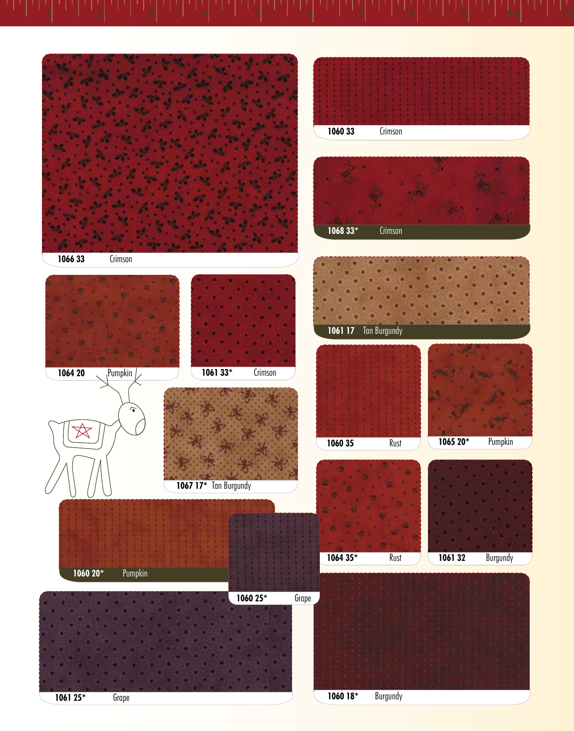1066 33 Crimson

1060 33 Crimson

1068 33* Crimson

1064 20 Pumpkin

1061 33* Crimson

1061 17 Tan Burgundy

1067 17* Tan Burgundy

1060 35 Rust

1065 20* Pumpkin

1060 20* Pumpkin

1060 25* Grape

1064 35* Rust

1061 32 Burgundy

1061 25* Grape

1060 18* Burgundy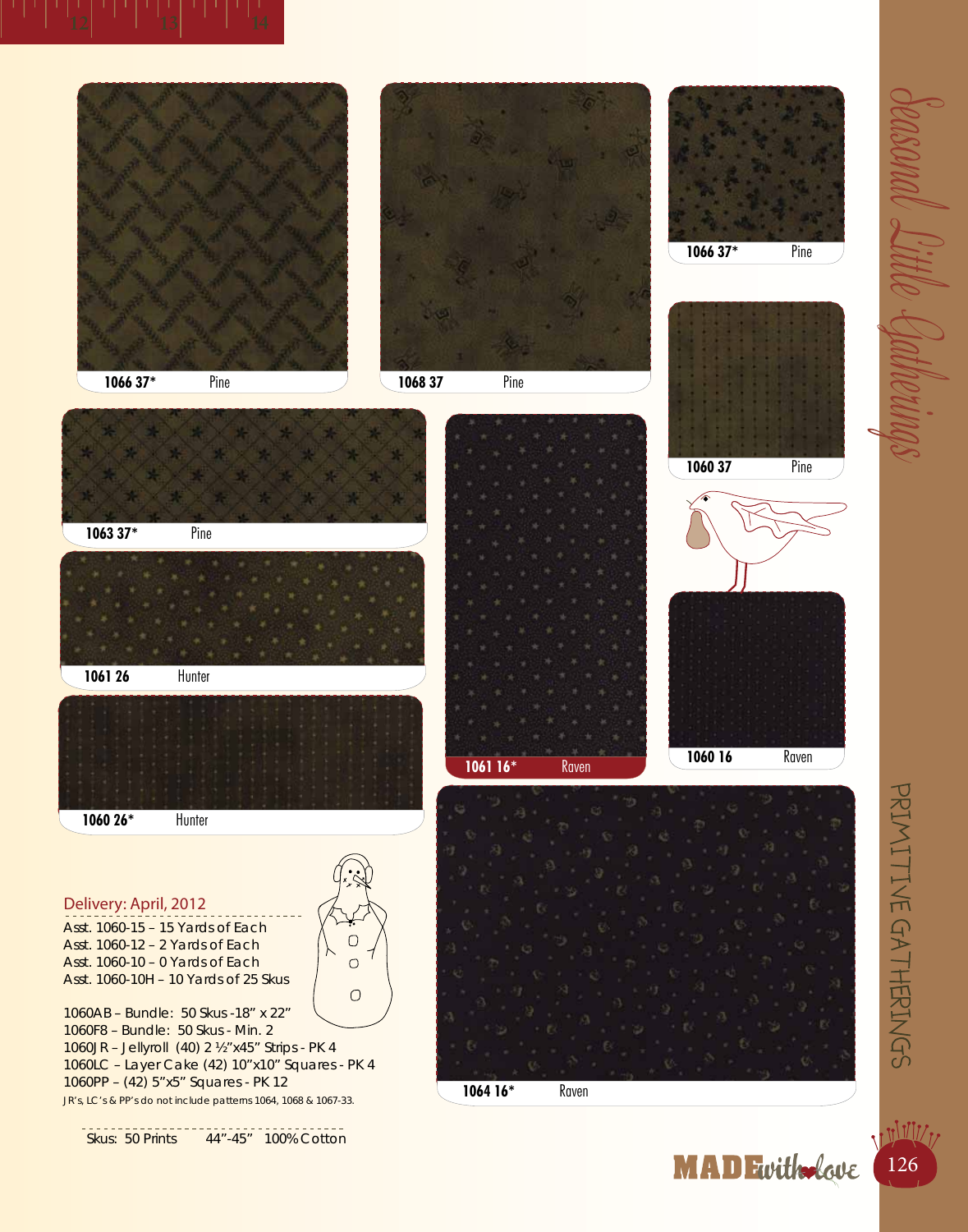1066 37* Pine

1068 37 Pine

1066 37* Pine

1060 37 Pine

1063 37* Pine

1061 26 Hunter

1061 16* Raven

1060 16 Raven

1060 26* Hunter

1064 16* Raven

## Seasonal Little Gatherings

PRIMITIVE GATHERINGS

Delivery: April, 2012

Asst. 1060-15 – 15 Yards of Each
Asst. 1060-12 – 2 Yards of Each
Asst. 1060-10 – 0 Yards of Each
Asst. 1060-10H – 10 Yards of 25 Skus

1060AB – Bundle: 50 Skus -18" x 22"
1060F8 – Bundle: 50 Skus - Min. 2
1060JR – Jellyroll (40) 2 ½"x45" Strips - PK 4
1060LC – Layer Cake (42) 10"x10" Squares - PK 4
1060PP – (42) 5"x5" Squares - PK 12

JR's, LC's & PP's do not include patterns 1064, 1068 & 1067-33.

Skus: 50 Prints 44"-45" 100% Cotton

MADE with love